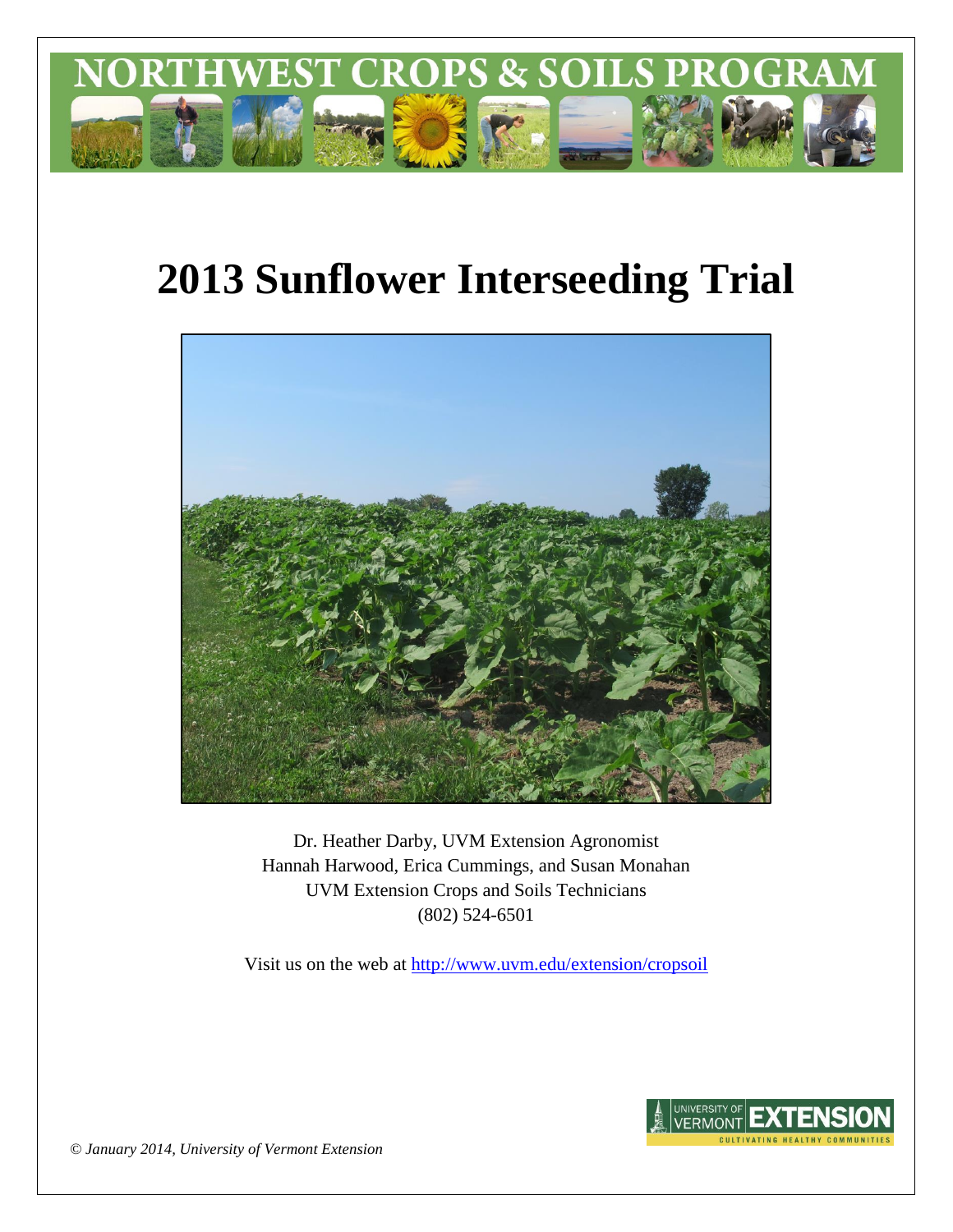NORTHWEST CROPS & SOILS PROGRAM

# 2013 Sunflower Interseeding Trial

Dr. Heather Darby, UVM Extension Agronomist
Hannah Harwood, Erica Cummings, and Susan Monahan
UVM Extension Crops and Soils Technicians
(802) 524-6501

Visit us on the web at http://www.uvm.edu/extension/cropsoil

*© January 2014, University of Vermont Extension*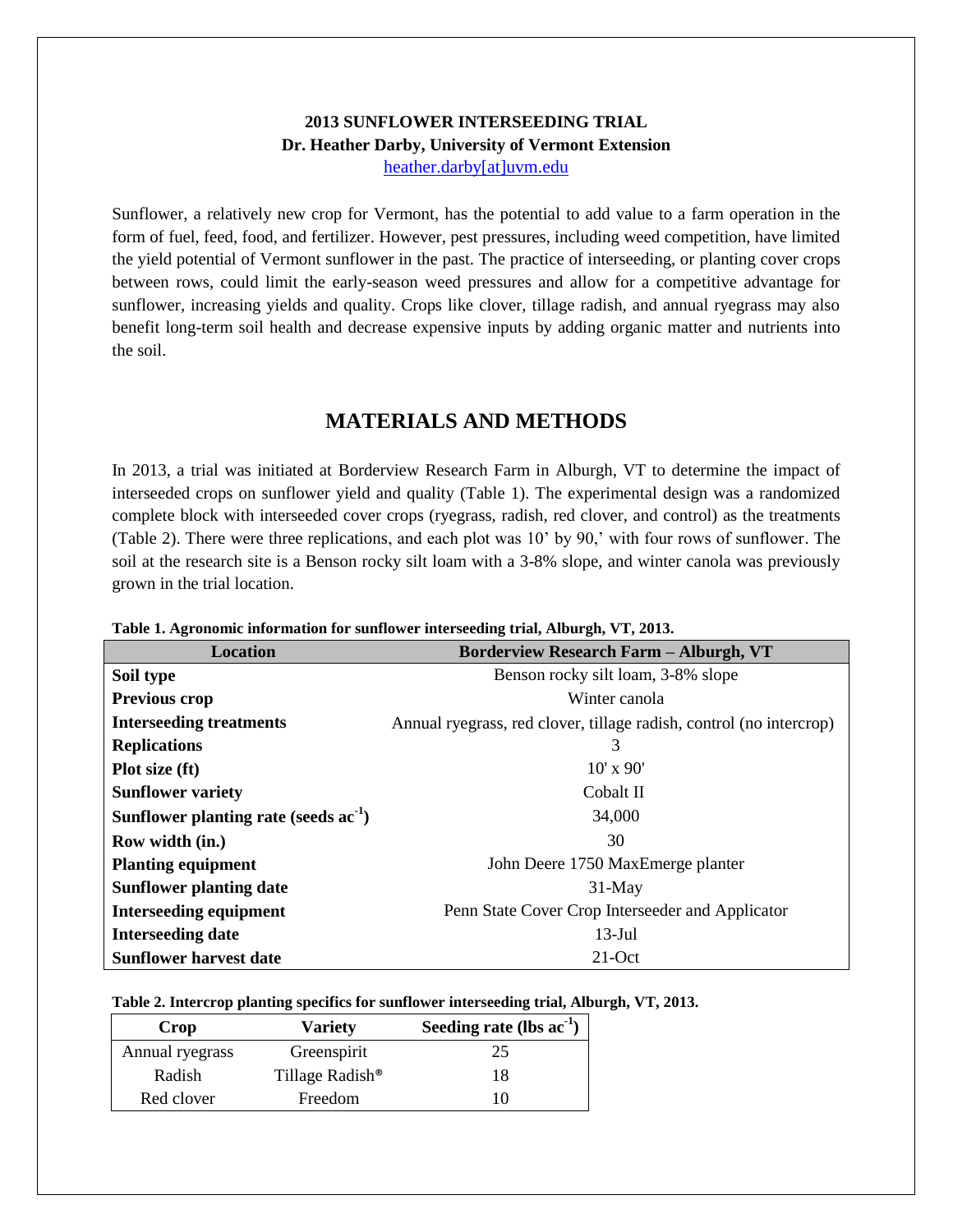**2013 SUNFLOWER INTERSEEDING TRIAL**
**Dr. Heather Darby, University of Vermont Extension**
heather.darby[at]uvm.edu

Sunflower, a relatively new crop for Vermont, has the potential to add value to a farm operation in the form of fuel, feed, food, and fertilizer. However, pest pressures, including weed competition, have limited the yield potential of Vermont sunflower in the past. The practice of interseeding, or planting cover crops between rows, could limit the early-season weed pressures and allow for a competitive advantage for sunflower, increasing yields and quality. Crops like clover, tillage radish, and annual ryegrass may also benefit long-term soil health and decrease expensive inputs by adding organic matter and nutrients into the soil.

## MATERIALS AND METHODS

In 2013, a trial was initiated at Borderview Research Farm in Alburgh, VT to determine the impact of interseeded crops on sunflower yield and quality (Table 1). The experimental design was a randomized complete block with interseeded cover crops (ryegrass, radish, red clover, and control) as the treatments (Table 2). There were three replications, and each plot was 10' by 90,' with four rows of sunflower. The soil at the research site is a Benson rocky silt loam with a 3-8% slope, and winter canola was previously grown in the trial location.

**Table 1. Agronomic information for sunflower interseeding trial, Alburgh, VT, 2013.**

| Location | Borderview Research Farm – Alburgh, VT |
|---|---|
| **Soil type** | Benson rocky silt loam, 3-8% slope |
| **Previous crop** | Winter canola |
| **Interseeding treatments** | Annual ryegrass, red clover, tillage radish, control (no intercrop) |
| **Replications** | 3 |
| **Plot size (ft)** | 10' x 90' |
| **Sunflower variety** | Cobalt II |
| **Sunflower planting rate (seeds $ac^{-1}$)** | 34,000 |
| **Row width (in.)** | 30 |
| **Planting equipment** | John Deere 1750 MaxEmerge planter |
| **Sunflower planting date** | 31-May |
| **Interseeding equipment** | Penn State Cover Crop Interseeder and Applicator |
| **Interseeding date** | 13-Jul |
| **Sunflower harvest date** | 21-Oct |

**Table 2. Intercrop planting specifics for sunflower interseeding trial, Alburgh, VT, 2013.**

| Crop | Variety | Seeding rate (lbs $ac^{-1}$) |
|---|---|---|
| Annual ryegrass | Greenspirit | 25 |
| Radish | Tillage Radish® | 18 |
| Red clover | Freedom | 10 |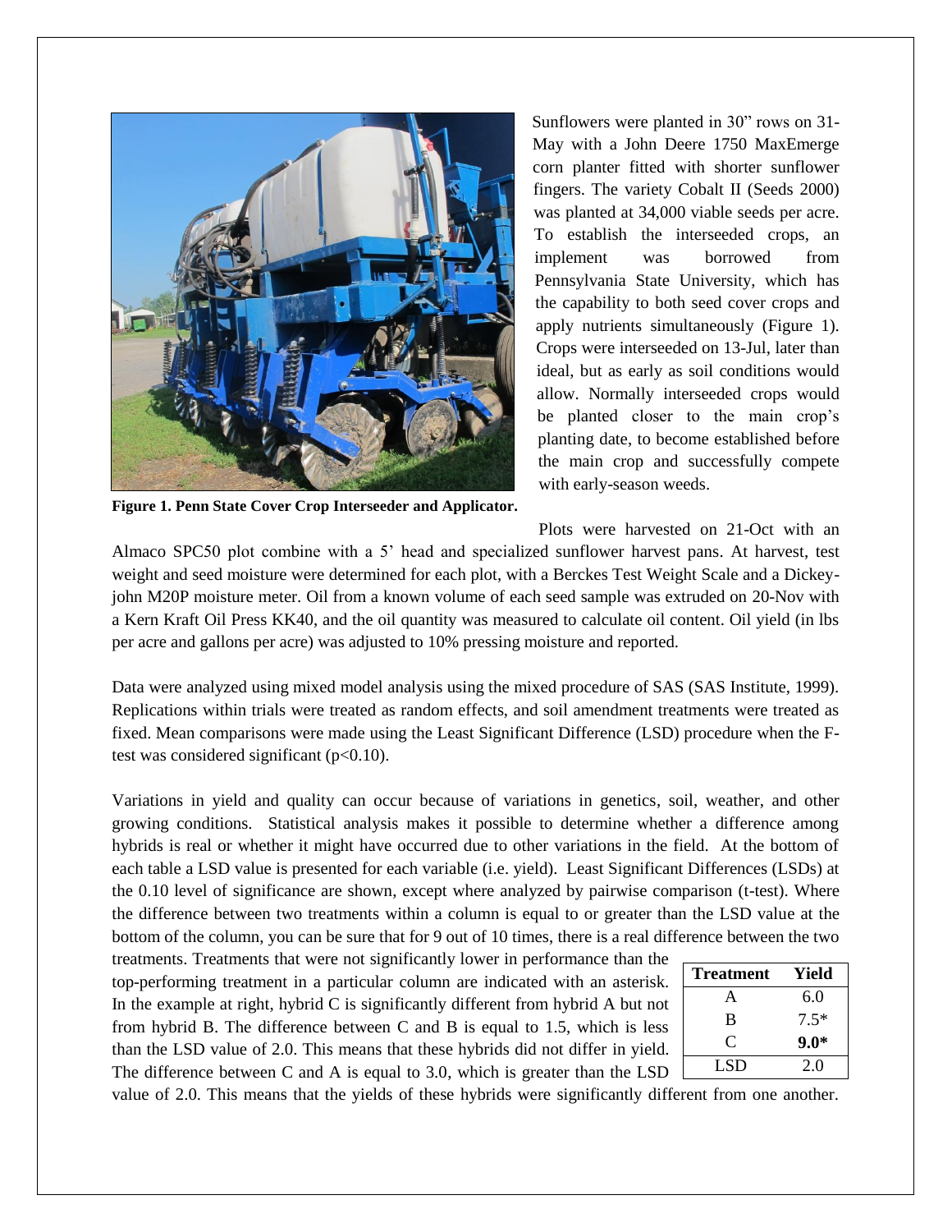Sunflowers were planted in 30" rows on 31-May with a John Deere 1750 MaxEmerge corn planter fitted with shorter sunflower fingers. The variety Cobalt II (Seeds 2000) was planted at 34,000 viable seeds per acre. To establish the interseeded crops, an implement was borrowed from Pennsylvania State University, which has the capability to both seed cover crops and apply nutrients simultaneously (Figure 1). Crops were interseeded on 13-Jul, later than ideal, but as early as soil conditions would allow. Normally interseeded crops would be planted closer to the main crop's planting date, to become established before the main crop and successfully compete with early-season weeds.

**Figure 1. Penn State Cover Crop Interseeder and Applicator.**

Plots were harvested on 21-Oct with an Almaco SPC50 plot combine with a 5' head and specialized sunflower harvest pans. At harvest, test weight and seed moisture were determined for each plot, with a Berckes Test Weight Scale and a Dickey-john M20P moisture meter. Oil from a known volume of each seed sample was extruded on 20-Nov with a Kern Kraft Oil Press KK40, and the oil quantity was measured to calculate oil content. Oil yield (in lbs per acre and gallons per acre) was adjusted to 10% pressing moisture and reported.

Data were analyzed using mixed model analysis using the mixed procedure of SAS (SAS Institute, 1999). Replications within trials were treated as random effects, and soil amendment treatments were treated as fixed. Mean comparisons were made using the Least Significant Difference (LSD) procedure when the F-test was considered significant ($p<0.10$).

Variations in yield and quality can occur because of variations in genetics, soil, weather, and other growing conditions. Statistical analysis makes it possible to determine whether a difference among hybrids is real or whether it might have occurred due to other variations in the field. At the bottom of each table a LSD value is presented for each variable (i.e. yield). Least Significant Differences (LSDs) at the 0.10 level of significance are shown, except where analyzed by pairwise comparison (t-test). Where the difference between two treatments within a column is equal to or greater than the LSD value at the bottom of the column, you can be sure that for 9 out of 10 times, there is a real difference between the two treatments. Treatments that were not significantly lower in performance than the top-performing treatment in a particular column are indicated with an asterisk. In the example at right, hybrid C is significantly different from hybrid A but not from hybrid B. The difference between C and B is equal to 1.5, which is less than the LSD value of 2.0. This means that these hybrids did not differ in yield. The difference between C and A is equal to 3.0, which is greater than the LSD value of 2.0. This means that the yields of these hybrids were significantly different from one another.

| Treatment | Yield |
|---|---|
| A | 6.0 |
| B | 7.5* |
| C | **9.0*** |
| LSD | 2.0 |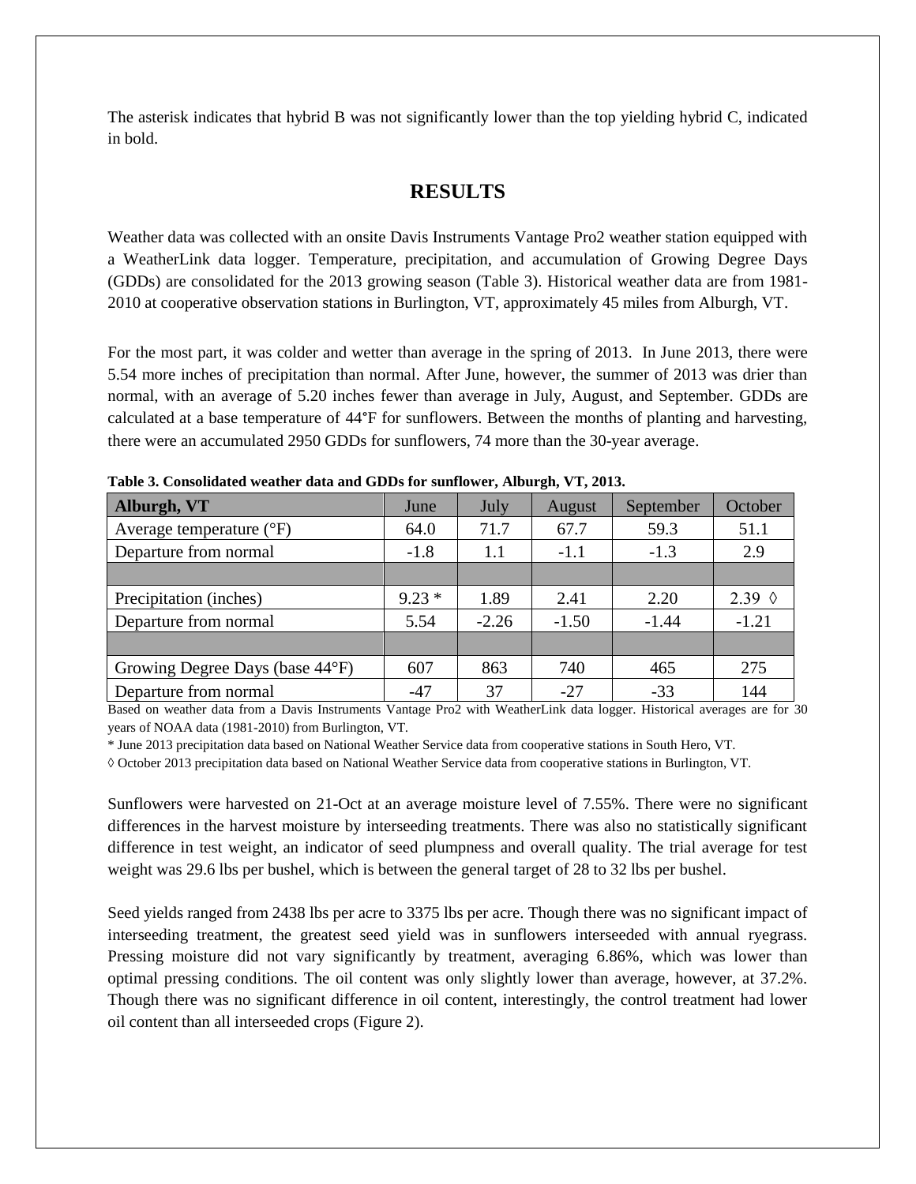The asterisk indicates that hybrid B was not significantly lower than the top yielding hybrid C, indicated in bold.

## RESULTS

Weather data was collected with an onsite Davis Instruments Vantage Pro2 weather station equipped with a WeatherLink data logger. Temperature, precipitation, and accumulation of Growing Degree Days (GDDs) are consolidated for the 2013 growing season (Table 3). Historical weather data are from 1981-2010 at cooperative observation stations in Burlington, VT, approximately 45 miles from Alburgh, VT.

For the most part, it was colder and wetter than average in the spring of 2013. In June 2013, there were 5.54 more inches of precipitation than normal. After June, however, the summer of 2013 was drier than normal, with an average of 5.20 inches fewer than average in July, August, and September. GDDs are calculated at a base temperature of 44°F for sunflowers. Between the months of planting and harvesting, there were an accumulated 2950 GDDs for sunflowers, 74 more than the 30-year average.

**Table 3. Consolidated weather data and GDDs for sunflower, Alburgh, VT, 2013.**

| **Alburgh, VT** | June | July | August | September | October |
|---|---|---|---|---|---|
| Average temperature (°F) | 64.0 | 71.7 | 67.7 | 59.3 | 51.1 |
| Departure from normal | -1.8 | 1.1 | -1.1 | -1.3 | 2.9 |
| | | | | | |
| Precipitation (inches) | 9.23 * | 1.89 | 2.41 | 2.20 | 2.39 ◊ |
| Departure from normal | 5.54 | -2.26 | -1.50 | -1.44 | -1.21 |
| | | | | | |
| Growing Degree Days (base 44°F) | 607 | 863 | 740 | 465 | 275 |
| Departure from normal | -47 | 37 | -27 | -33 | 144 |

Based on weather data from a Davis Instruments Vantage Pro2 with WeatherLink data logger. Historical averages are for 30 years of NOAA data (1981-2010) from Burlington, VT.

* June 2013 precipitation data based on National Weather Service data from cooperative stations in South Hero, VT.

◊ October 2013 precipitation data based on National Weather Service data from cooperative stations in Burlington, VT.

Sunflowers were harvested on 21-Oct at an average moisture level of 7.55%. There were no significant differences in the harvest moisture by interseeding treatments. There was also no statistically significant difference in test weight, an indicator of seed plumpness and overall quality. The trial average for test weight was 29.6 lbs per bushel, which is between the general target of 28 to 32 lbs per bushel.

Seed yields ranged from 2438 lbs per acre to 3375 lbs per acre. Though there was no significant impact of interseeding treatment, the greatest seed yield was in sunflowers interseeded with annual ryegrass. Pressing moisture did not vary significantly by treatment, averaging 6.86%, which was lower than optimal pressing conditions. The oil content was only slightly lower than average, however, at 37.2%. Though there was no significant difference in oil content, interestingly, the control treatment had lower oil content than all interseeded crops (Figure 2).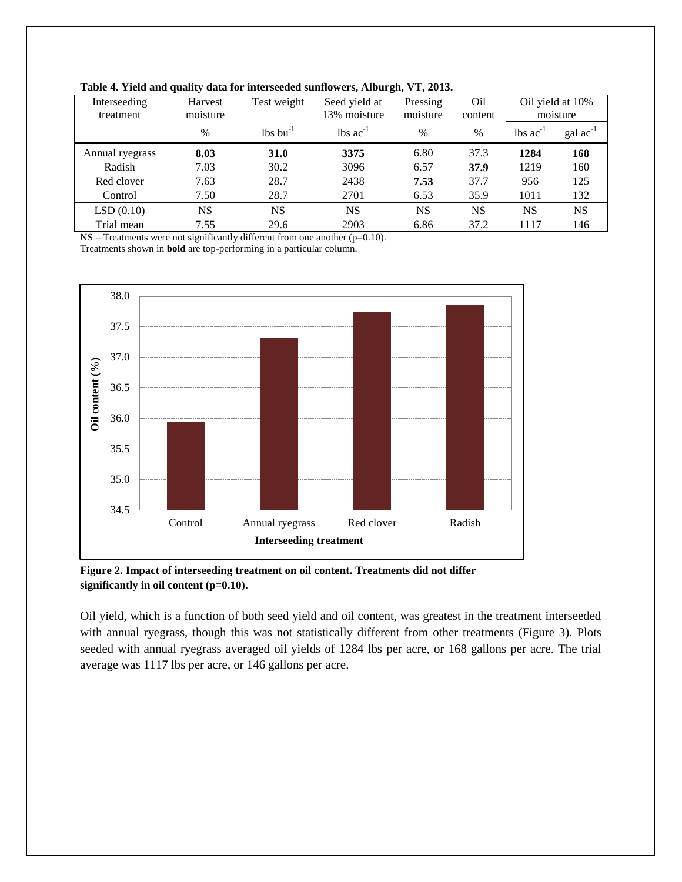**Table 4. Yield and quality data for interseeded sunflowers, Alburgh, VT, 2013.**

| Interseeding treatment | Harvest moisture | Test weight | Seed yield at 13% moisture | Pressing moisture | Oil content | Oil yield at 10% moisture | |
|---|---|---|---|---|---|---|---|
| | % | lbs bu$^{-1}$ | lbs ac$^{-1}$ | % | % | lbs ac$^{-1}$ | gal ac$^{-1}$ |
| Annual ryegrass | **8.03** | **31.0** | **3375** | 6.80 | 37.3 | **1284** | **168** |
| Radish | 7.03 | 30.2 | 3096 | 6.57 | **37.9** | 1219 | 160 |
| Red clover | 7.63 | 28.7 | 2438 | **7.53** | 37.7 | 956 | 125 |
| Control | 7.50 | 28.7 | 2701 | 6.53 | 35.9 | 1011 | 132 |
| LSD (0.10) | NS | NS | NS | NS | NS | NS | NS |
| Trial mean | 7.55 | 29.6 | 2903 | 6.86 | 37.2 | 1117 | 146 |

NS – Treatments were not significantly different from one another (p=0.10).
Treatments shown in **bold** are top-performing in a particular column.

**Figure 2. Impact of interseeding treatment on oil content. Treatments did not differ significantly in oil content (p=0.10).**

Oil yield, which is a function of both seed yield and oil content, was greatest in the treatment interseeded with annual ryegrass, though this was not statistically different from other treatments (Figure 3). Plots seeded with annual ryegrass averaged oil yields of 1284 lbs per acre, or 168 gallons per acre. The trial average was 1117 lbs per acre, or 146 gallons per acre.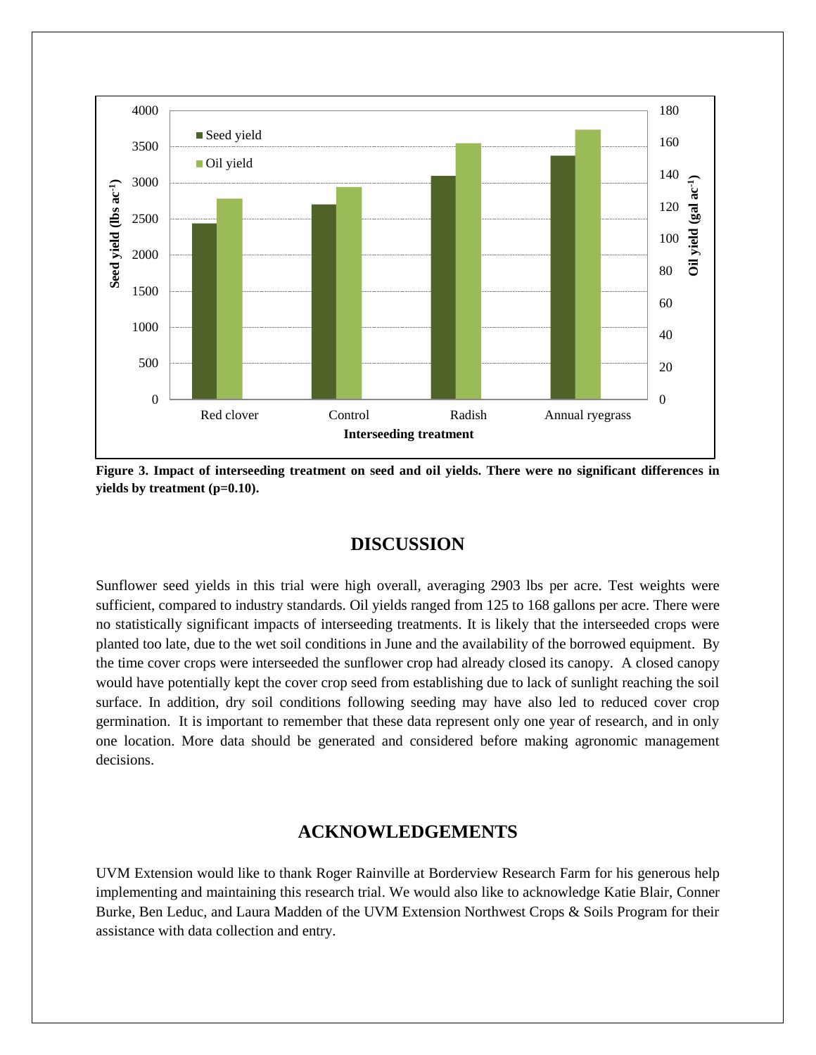**Figure 3. Impact of interseeding treatment on seed and oil yields. There were no significant differences in yields by treatment (p=0.10).**

## DISCUSSION

Sunflower seed yields in this trial were high overall, averaging 2903 lbs per acre. Test weights were sufficient, compared to industry standards. Oil yields ranged from 125 to 168 gallons per acre. There were no statistically significant impacts of interseeding treatments. It is likely that the interseeded crops were planted too late, due to the wet soil conditions in June and the availability of the borrowed equipment. By the time cover crops were interseeded the sunflower crop had already closed its canopy. A closed canopy would have potentially kept the cover crop seed from establishing due to lack of sunlight reaching the soil surface. In addition, dry soil conditions following seeding may have also led to reduced cover crop germination. It is important to remember that these data represent only one year of research, and in only one location. More data should be generated and considered before making agronomic management decisions.

## ACKNOWLEDGEMENTS

UVM Extension would like to thank Roger Rainville at Borderview Research Farm for his generous help implementing and maintaining this research trial. We would also like to acknowledge Katie Blair, Conner Burke, Ben Leduc, and Laura Madden of the UVM Extension Northwest Crops & Soils Program for their assistance with data collection and entry.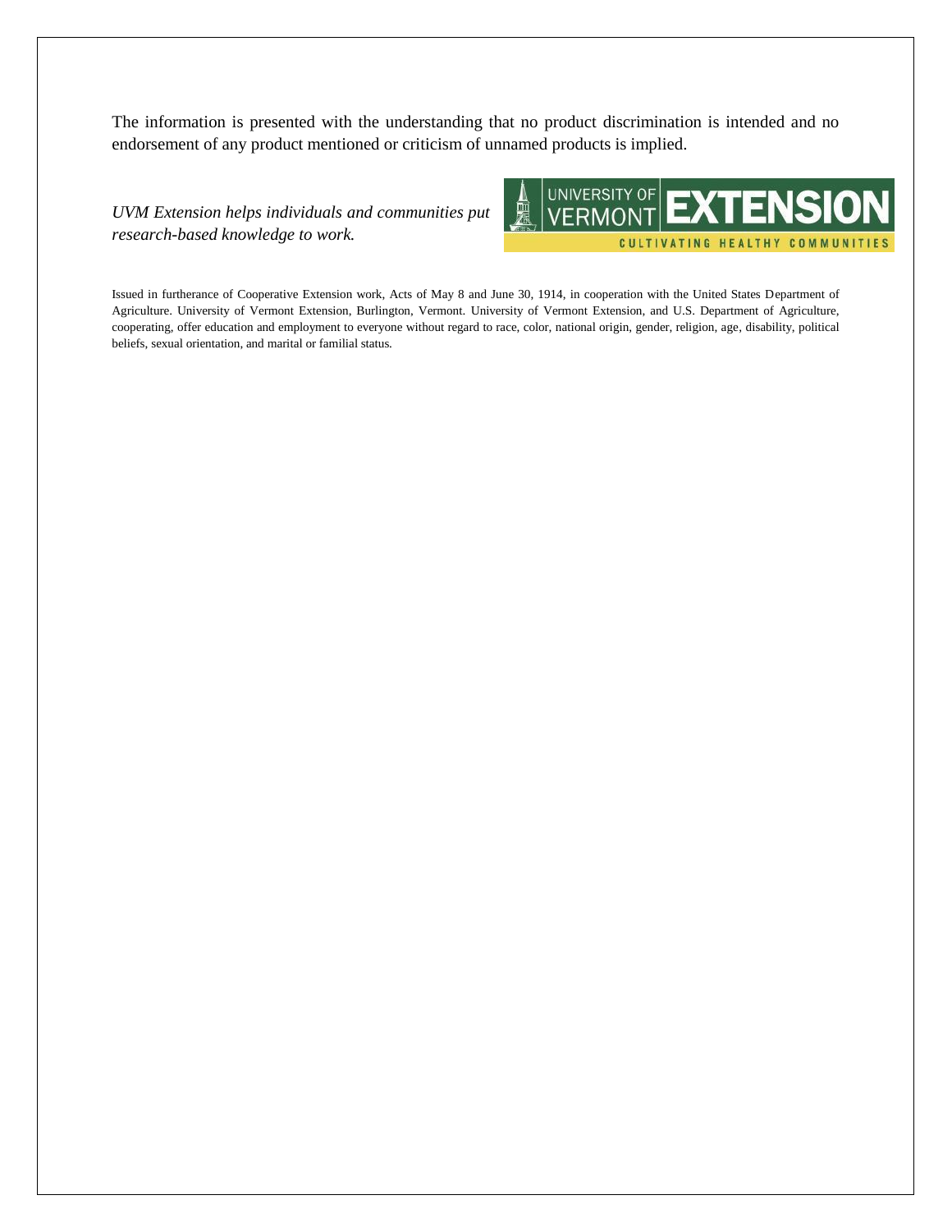The information is presented with the understanding that no product discrimination is intended and no endorsement of any product mentioned or criticism of unnamed products is implied.

*UVM Extension helps individuals and communities put research-based knowledge to work.*

Issued in furtherance of Cooperative Extension work, Acts of May 8 and June 30, 1914, in cooperation with the United States Department of Agriculture. University of Vermont Extension, Burlington, Vermont. University of Vermont Extension, and U.S. Department of Agriculture, cooperating, offer education and employment to everyone without regard to race, color, national origin, gender, religion, age, disability, political beliefs, sexual orientation, and marital or familial status.